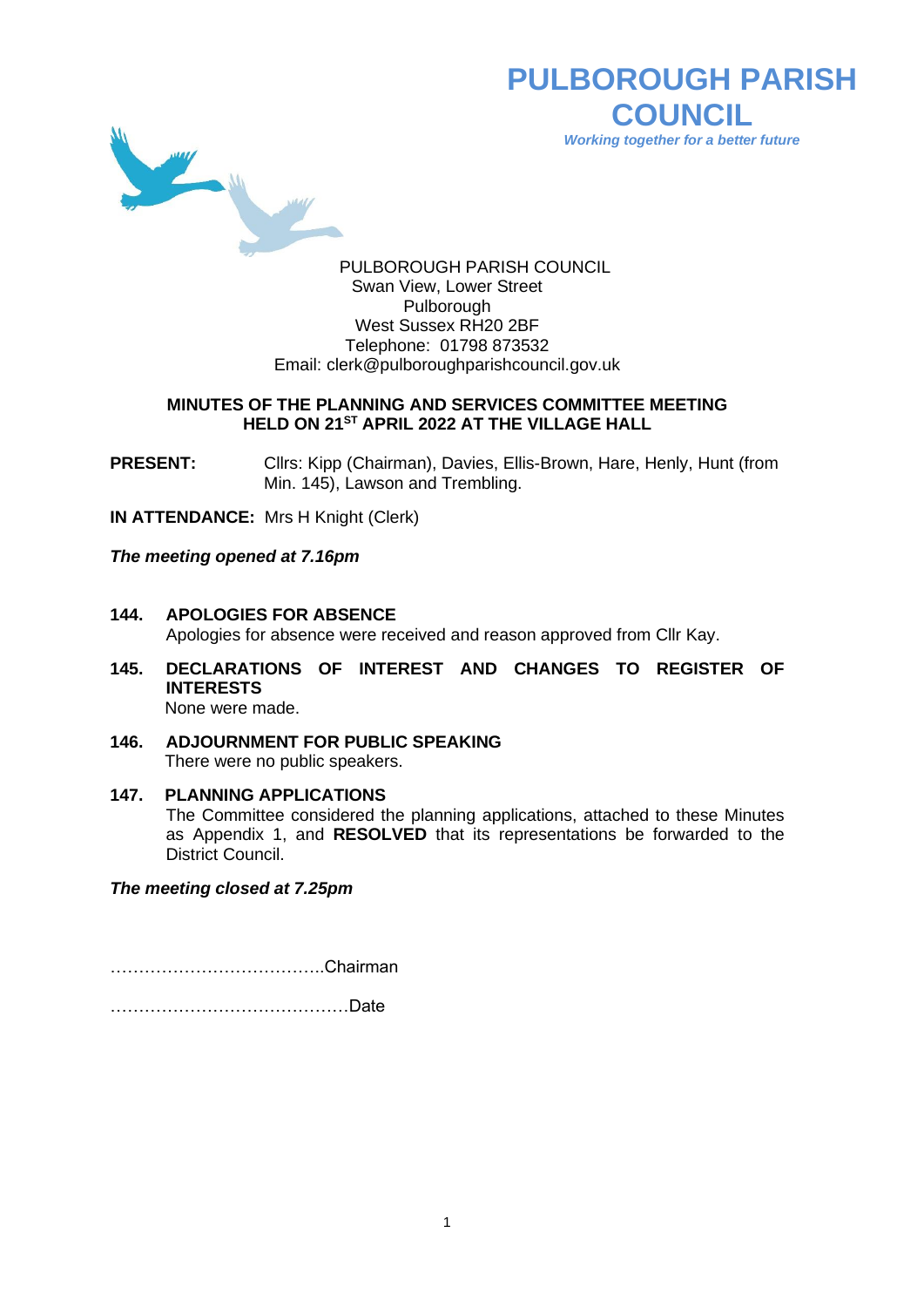# PULBOROUGH PARISH COUNCIL

*Working together for a better future*

PULBOROUGH PARISH COUNCIL
Swan View, Lower Street
Pulborough
West Sussex RH20 2BF
Telephone: 01798 873532
Email: clerk@pulboroughparishcouncil.gov.uk

## MINUTES OF THE PLANNING AND SERVICES COMMITTEE MEETING HELD ON 21ST APRIL 2022 AT THE VILLAGE HALL

**PRESENT:** Cllrs: Kipp (Chairman), Davies, Ellis-Brown, Hare, Henly, Hunt (from Min. 145), Lawson and Trembling.

**IN ATTENDANCE:** Mrs H Knight (Clerk)

***The meeting opened at 7.16pm***

**144. APOLOGIES FOR ABSENCE**
Apologies for absence were received and reason approved from Cllr Kay.

**145. DECLARATIONS OF INTEREST AND CHANGES TO REGISTER OF INTERESTS**
None were made.

**146. ADJOURNMENT FOR PUBLIC SPEAKING**
There were no public speakers.

**147. PLANNING APPLICATIONS**
The Committee considered the planning applications, attached to these Minutes as Appendix 1, and **RESOLVED** that its representations be forwarded to the District Council.

***The meeting closed at 7.25pm***

………………………………..Chairman

……………………………………Date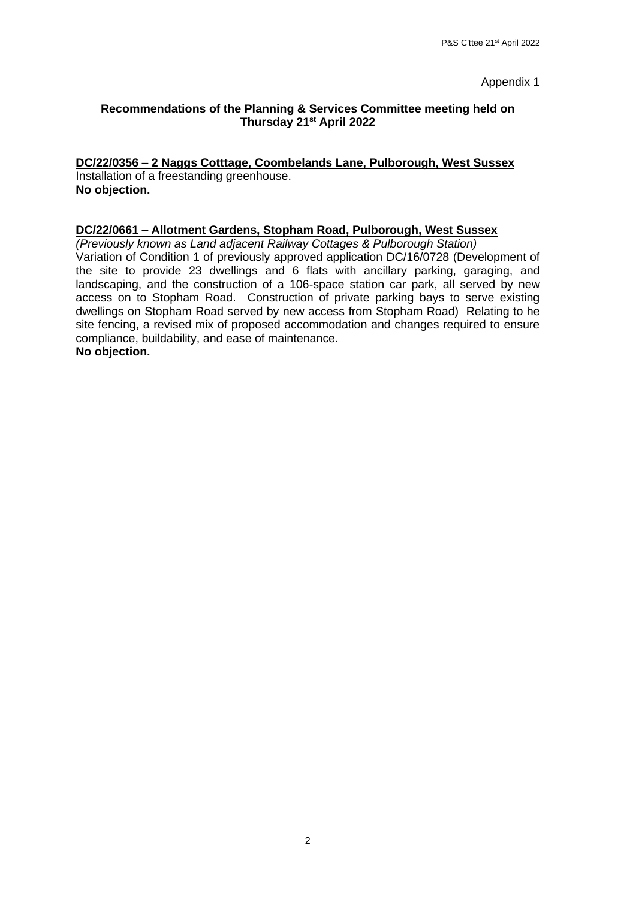Appendix 1

**Recommendations of the Planning & Services Committee meeting held on Thursday 21st April 2022**

**DC/22/0356 – 2 Naggs Cotttage, Coombelands Lane, Pulborough, West Sussex**
Installation of a freestanding greenhouse.
**No objection.**

**DC/22/0661 – Allotment Gardens, Stopham Road, Pulborough, West Sussex**
*(Previously known as Land adjacent Railway Cottages & Pulborough Station)*
Variation of Condition 1 of previously approved application DC/16/0728 (Development of the site to provide 23 dwellings and 6 flats with ancillary parking, garaging, and landscaping, and the construction of a 106-space station car park, all served by new access on to Stopham Road. Construction of private parking bays to serve existing dwellings on Stopham Road served by new access from Stopham Road) Relating to he site fencing, a revised mix of proposed accommodation and changes required to ensure compliance, buildability, and ease of maintenance.
**No objection.**